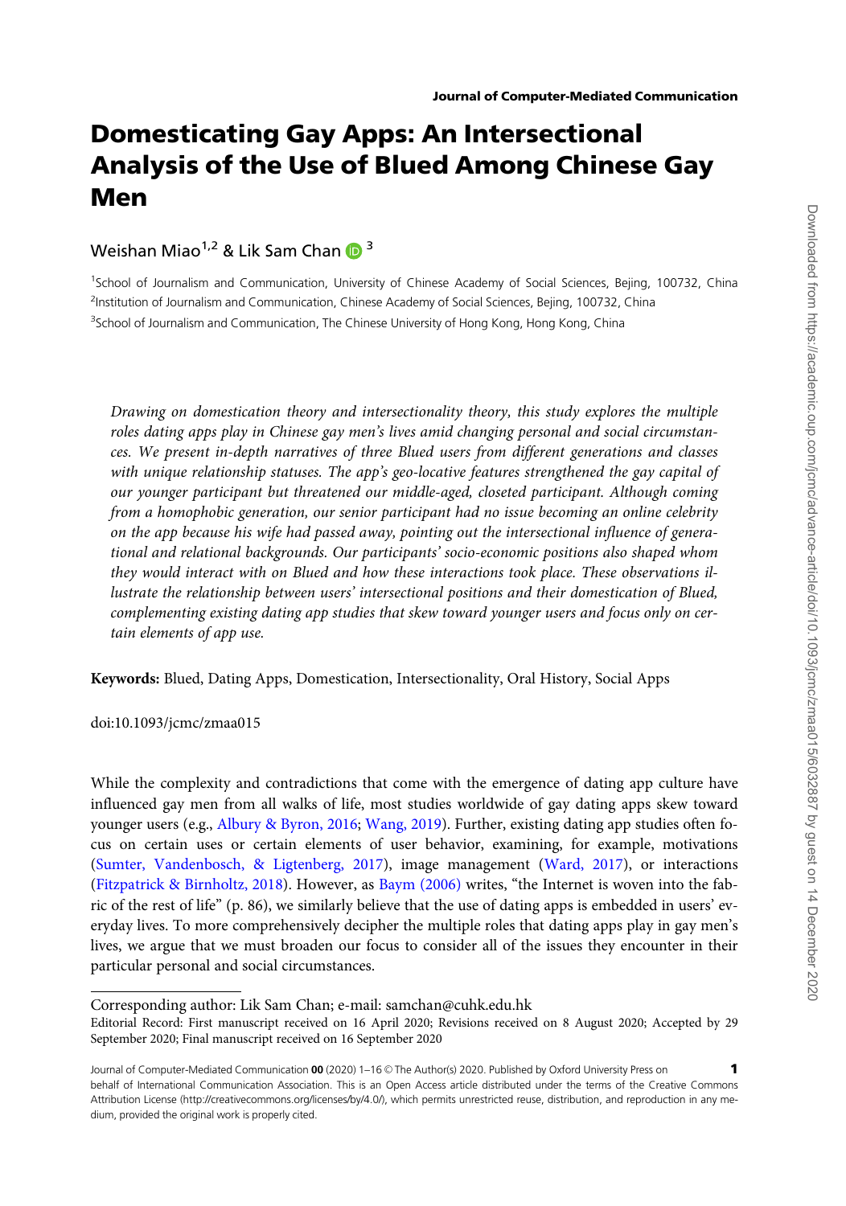# Domesticating Gay Apps: An Intersectional Analysis of the Use of Blued Among Chinese Gay Men

Weishan Miao[1,2] & Lik Sam Chan [3]

[1]School of Journalism and Communication, University of Chinese Academy of Social Sciences, Bejing, 100732, China
[2]Institution of Journalism and Communication, Chinese Academy of Social Sciences, Bejing, 100732, China
[3]School of Journalism and Communication, The Chinese University of Hong Kong, Hong Kong, China

*Drawing on domestication theory and intersectionality theory, this study explores the multiple roles dating apps play in Chinese gay men's lives amid changing personal and social circumstances. We present in-depth narratives of three Blued users from different generations and classes with unique relationship statuses. The app's geo-locative features strengthened the gay capital of our younger participant but threatened our middle-aged, closeted participant. Although coming from a homophobic generation, our senior participant had no issue becoming an online celebrity on the app because his wife had passed away, pointing out the intersectional influence of generational and relational backgrounds. Our participants' socio-economic positions also shaped whom they would interact with on Blued and how these interactions took place. These observations illustrate the relationship between users' intersectional positions and their domestication of Blued, complementing existing dating app studies that skew toward younger users and focus only on certain elements of app use.*

**Keywords:** Blued, Dating Apps, Domestication, Intersectionality, Oral History, Social Apps

doi:10.1093/jcmc/zmaa015

While the complexity and contradictions that come with the emergence of dating app culture have influenced gay men from all walks of life, most studies worldwide of gay dating apps skew toward younger users (e.g., Albury & Byron, 2016; Wang, 2019). Further, existing dating app studies often focus on certain uses or certain elements of user behavior, examining, for example, motivations (Sumter, Vandenbosch, & Ligtenberg, 2017), image management (Ward, 2017), or interactions (Fitzpatrick & Birnholtz, 2018). However, as Baym (2006) writes, "the Internet is woven into the fabric of the rest of life" (p. 86), we similarly believe that the use of dating apps is embedded in users' everyday lives. To more comprehensively decipher the multiple roles that dating apps play in gay men's lives, we argue that we must broaden our focus to consider all of the issues they encounter in their particular personal and social circumstances.

---

Corresponding author: Lik Sam Chan; e-mail: samchan@cuhk.edu.hk

Editorial Record: First manuscript received on 16 April 2020; Revisions received on 8 August 2020; Accepted by 29 September 2020; Final manuscript received on 16 September 2020

Journal of Computer-Mediated Communication **00** (2020) 1–16 © The Author(s) 2020. Published by Oxford University Press on behalf of International Communication Association. This is an Open Access article distributed under the terms of the Creative Commons Attribution License (http://creativecommons.org/licenses/by/4.0/), which permits unrestricted reuse, distribution, and reproduction in any medium, provided the original work is properly cited.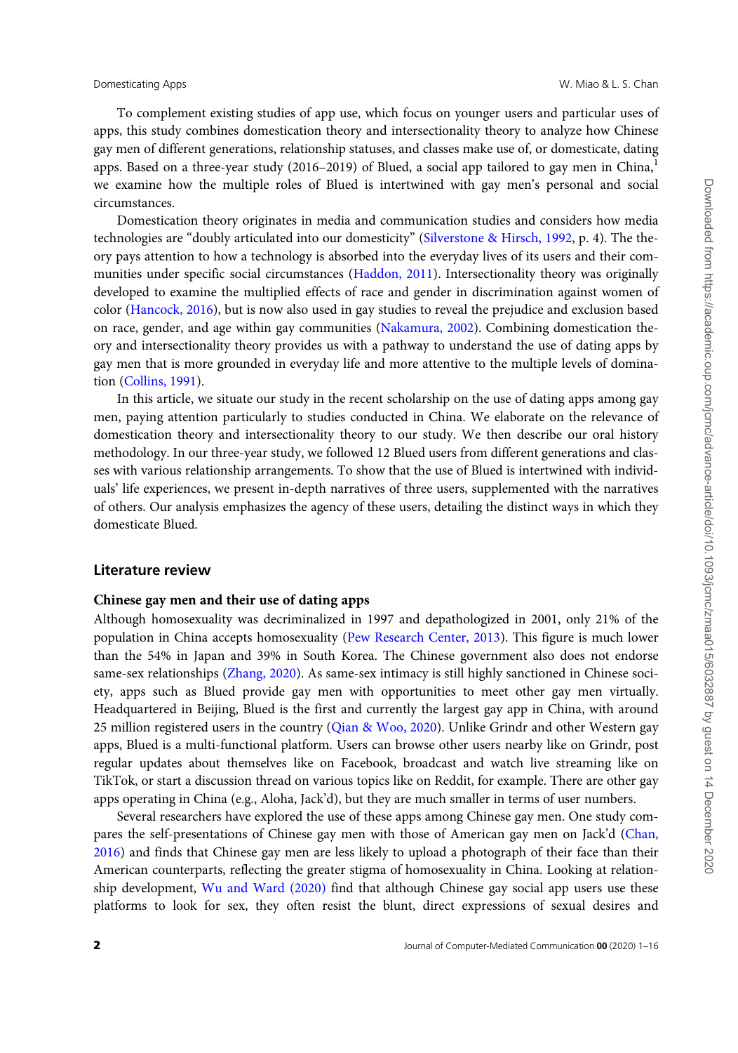To complement existing studies of app use, which focus on younger users and particular uses of apps, this study combines domestication theory and intersectionality theory to analyze how Chinese gay men of different generations, relationship statuses, and classes make use of, or domesticate, dating apps. Based on a three-year study (2016–2019) of Blued, a social app tailored to gay men in China,[1] we examine how the multiple roles of Blued is intertwined with gay men's personal and social circumstances.

Domestication theory originates in media and communication studies and considers how media technologies are "doubly articulated into our domesticity" (Silverstone & Hirsch, 1992, p. 4). The theory pays attention to how a technology is absorbed into the everyday lives of its users and their communities under specific social circumstances (Haddon, 2011). Intersectionality theory was originally developed to examine the multiplied effects of race and gender in discrimination against women of color (Hancock, 2016), but is now also used in gay studies to reveal the prejudice and exclusion based on race, gender, and age within gay communities (Nakamura, 2002). Combining domestication theory and intersectionality theory provides us with a pathway to understand the use of dating apps by gay men that is more grounded in everyday life and more attentive to the multiple levels of domination (Collins, 1991).

In this article, we situate our study in the recent scholarship on the use of dating apps among gay men, paying attention particularly to studies conducted in China. We elaborate on the relevance of domestication theory and intersectionality theory to our study. We then describe our oral history methodology. In our three-year study, we followed 12 Blued users from different generations and classes with various relationship arrangements. To show that the use of Blued is intertwined with individuals' life experiences, we present in-depth narratives of three users, supplemented with the narratives of others. Our analysis emphasizes the agency of these users, detailing the distinct ways in which they domesticate Blued.

## Literature review

### Chinese gay men and their use of dating apps

Although homosexuality was decriminalized in 1997 and depathologized in 2001, only 21% of the population in China accepts homosexuality (Pew Research Center, 2013). This figure is much lower than the 54% in Japan and 39% in South Korea. The Chinese government also does not endorse same-sex relationships (Zhang, 2020). As same-sex intimacy is still highly sanctioned in Chinese society, apps such as Blued provide gay men with opportunities to meet other gay men virtually. Headquartered in Beijing, Blued is the first and currently the largest gay app in China, with around 25 million registered users in the country (Qian & Woo, 2020). Unlike Grindr and other Western gay apps, Blued is a multi-functional platform. Users can browse other users nearby like on Grindr, post regular updates about themselves like on Facebook, broadcast and watch live streaming like on TikTok, or start a discussion thread on various topics like on Reddit, for example. There are other gay apps operating in China (e.g., Aloha, Jack'd), but they are much smaller in terms of user numbers.

Several researchers have explored the use of these apps among Chinese gay men. One study compares the self-presentations of Chinese gay men with those of American gay men on Jack'd (Chan, 2016) and finds that Chinese gay men are less likely to upload a photograph of their face than their American counterparts, reflecting the greater stigma of homosexuality in China. Looking at relationship development, Wu and Ward (2020) find that although Chinese gay social app users use these platforms to look for sex, they often resist the blunt, direct expressions of sexual desires and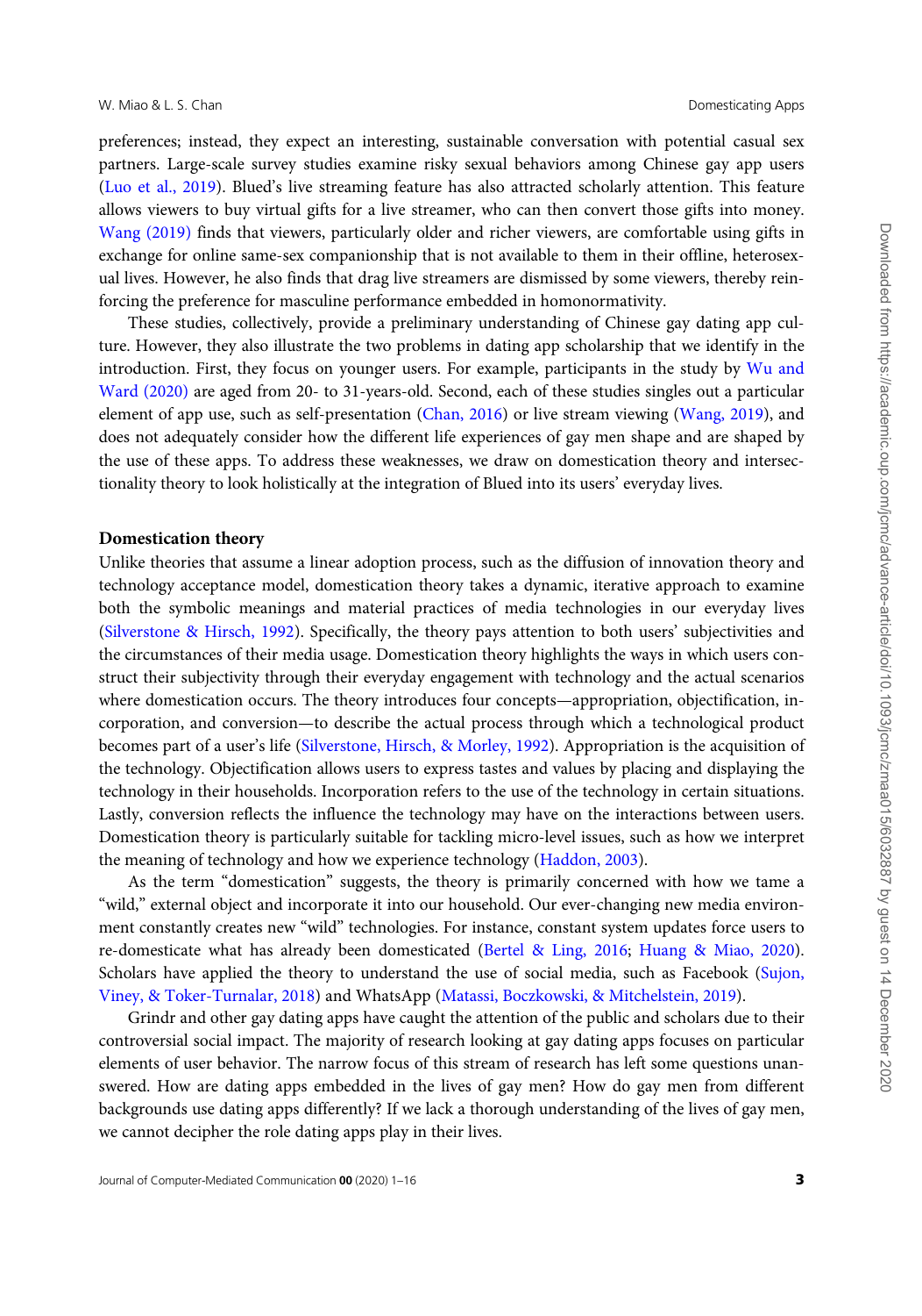preferences; instead, they expect an interesting, sustainable conversation with potential casual sex partners. Large-scale survey studies examine risky sexual behaviors among Chinese gay app users (Luo et al., 2019). Blued's live streaming feature has also attracted scholarly attention. This feature allows viewers to buy virtual gifts for a live streamer, who can then convert those gifts into money. Wang (2019) finds that viewers, particularly older and richer viewers, are comfortable using gifts in exchange for online same-sex companionship that is not available to them in their offline, heterosexual lives. However, he also finds that drag live streamers are dismissed by some viewers, thereby reinforcing the preference for masculine performance embedded in homonormativity.

These studies, collectively, provide a preliminary understanding of Chinese gay dating app culture. However, they also illustrate the two problems in dating app scholarship that we identify in the introduction. First, they focus on younger users. For example, participants in the study by Wu and Ward (2020) are aged from 20- to 31-years-old. Second, each of these studies singles out a particular element of app use, such as self-presentation (Chan, 2016) or live stream viewing (Wang, 2019), and does not adequately consider how the different life experiences of gay men shape and are shaped by the use of these apps. To address these weaknesses, we draw on domestication theory and intersectionality theory to look holistically at the integration of Blued into its users' everyday lives.

## Domestication theory

Unlike theories that assume a linear adoption process, such as the diffusion of innovation theory and technology acceptance model, domestication theory takes a dynamic, iterative approach to examine both the symbolic meanings and material practices of media technologies in our everyday lives (Silverstone & Hirsch, 1992). Specifically, the theory pays attention to both users' subjectivities and the circumstances of their media usage. Domestication theory highlights the ways in which users construct their subjectivity through their everyday engagement with technology and the actual scenarios where domestication occurs. The theory introduces four concepts—appropriation, objectification, incorporation, and conversion—to describe the actual process through which a technological product becomes part of a user's life (Silverstone, Hirsch, & Morley, 1992). Appropriation is the acquisition of the technology. Objectification allows users to express tastes and values by placing and displaying the technology in their households. Incorporation refers to the use of the technology in certain situations. Lastly, conversion reflects the influence the technology may have on the interactions between users. Domestication theory is particularly suitable for tackling micro-level issues, such as how we interpret the meaning of technology and how we experience technology (Haddon, 2003).

As the term "domestication" suggests, the theory is primarily concerned with how we tame a "wild," external object and incorporate it into our household. Our ever-changing new media environment constantly creates new "wild" technologies. For instance, constant system updates force users to re-domesticate what has already been domesticated (Bertel & Ling, 2016; Huang & Miao, 2020). Scholars have applied the theory to understand the use of social media, such as Facebook (Sujon, Viney, & Toker-Turnalar, 2018) and WhatsApp (Matassi, Boczkowski, & Mitchelstein, 2019).

Grindr and other gay dating apps have caught the attention of the public and scholars due to their controversial social impact. The majority of research looking at gay dating apps focuses on particular elements of user behavior. The narrow focus of this stream of research has left some questions unanswered. How are dating apps embedded in the lives of gay men? How do gay men from different backgrounds use dating apps differently? If we lack a thorough understanding of the lives of gay men, we cannot decipher the role dating apps play in their lives.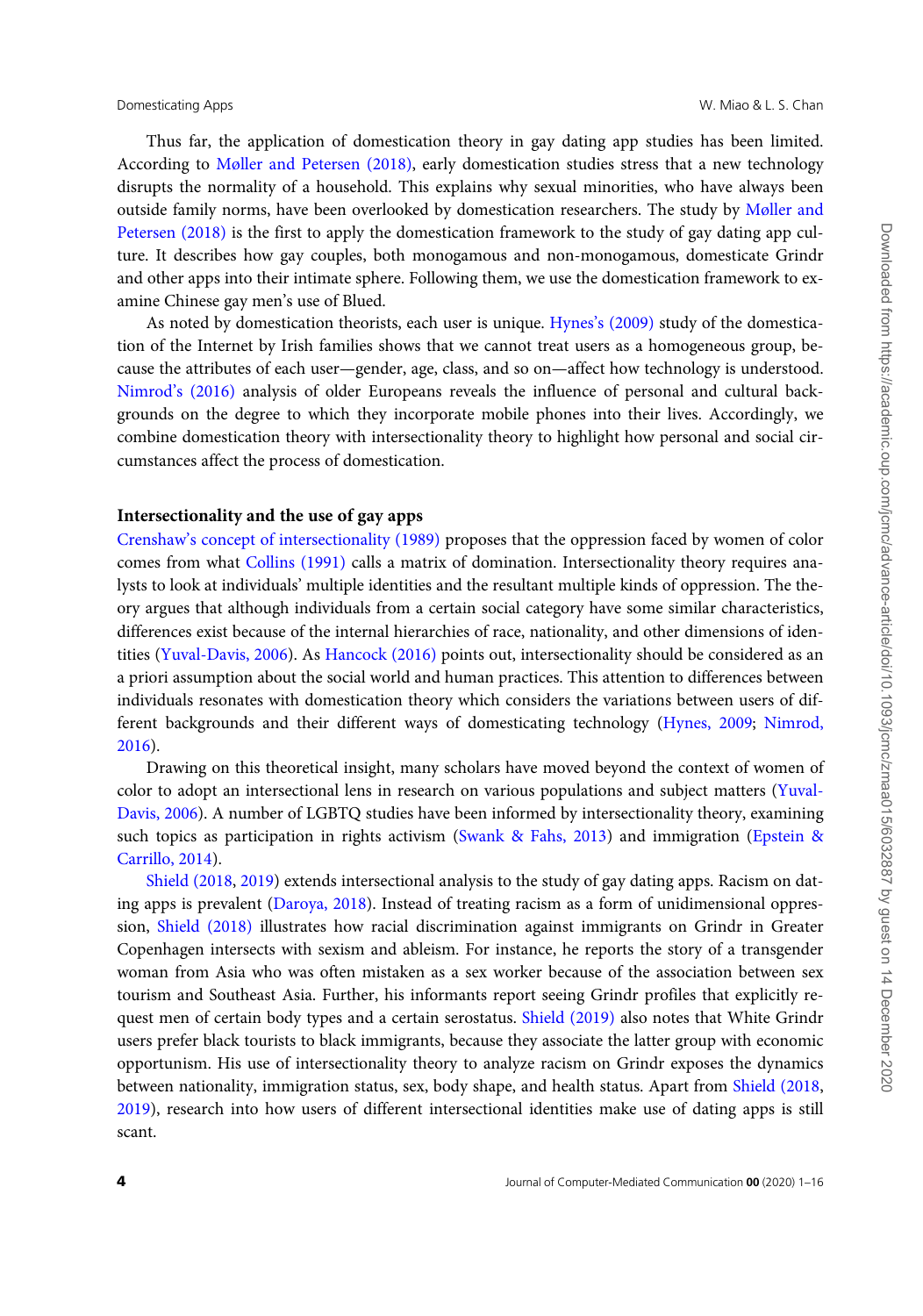Thus far, the application of domestication theory in gay dating app studies has been limited. According to Møller and Petersen (2018), early domestication studies stress that a new technology disrupts the normality of a household. This explains why sexual minorities, who have always been outside family norms, have been overlooked by domestication researchers. The study by Møller and Petersen (2018) is the first to apply the domestication framework to the study of gay dating app culture. It describes how gay couples, both monogamous and non-monogamous, domesticate Grindr and other apps into their intimate sphere. Following them, we use the domestication framework to examine Chinese gay men's use of Blued.

As noted by domestication theorists, each user is unique. Hynes's (2009) study of the domestication of the Internet by Irish families shows that we cannot treat users as a homogeneous group, because the attributes of each user—gender, age, class, and so on—affect how technology is understood. Nimrod's (2016) analysis of older Europeans reveals the influence of personal and cultural backgrounds on the degree to which they incorporate mobile phones into their lives. Accordingly, we combine domestication theory with intersectionality theory to highlight how personal and social circumstances affect the process of domestication.

## Intersectionality and the use of gay apps

Crenshaw's concept of intersectionality (1989) proposes that the oppression faced by women of color comes from what Collins (1991) calls a matrix of domination. Intersectionality theory requires analysts to look at individuals' multiple identities and the resultant multiple kinds of oppression. The theory argues that although individuals from a certain social category have some similar characteristics, differences exist because of the internal hierarchies of race, nationality, and other dimensions of identities (Yuval-Davis, 2006). As Hancock (2016) points out, intersectionality should be considered as an a priori assumption about the social world and human practices. This attention to differences between individuals resonates with domestication theory which considers the variations between users of different backgrounds and their different ways of domesticating technology (Hynes, 2009; Nimrod, 2016).

Drawing on this theoretical insight, many scholars have moved beyond the context of women of color to adopt an intersectional lens in research on various populations and subject matters (Yuval-Davis, 2006). A number of LGBTQ studies have been informed by intersectionality theory, examining such topics as participation in rights activism (Swank & Fahs, 2013) and immigration (Epstein & Carrillo, 2014).

Shield (2018, 2019) extends intersectional analysis to the study of gay dating apps. Racism on dating apps is prevalent (Daroya, 2018). Instead of treating racism as a form of unidimensional oppression, Shield (2018) illustrates how racial discrimination against immigrants on Grindr in Greater Copenhagen intersects with sexism and ableism. For instance, he reports the story of a transgender woman from Asia who was often mistaken as a sex worker because of the association between sex tourism and Southeast Asia. Further, his informants report seeing Grindr profiles that explicitly request men of certain body types and a certain serostatus. Shield (2019) also notes that White Grindr users prefer black tourists to black immigrants, because they associate the latter group with economic opportunism. His use of intersectionality theory to analyze racism on Grindr exposes the dynamics between nationality, immigration status, sex, body shape, and health status. Apart from Shield (2018, 2019), research into how users of different intersectional identities make use of dating apps is still scant.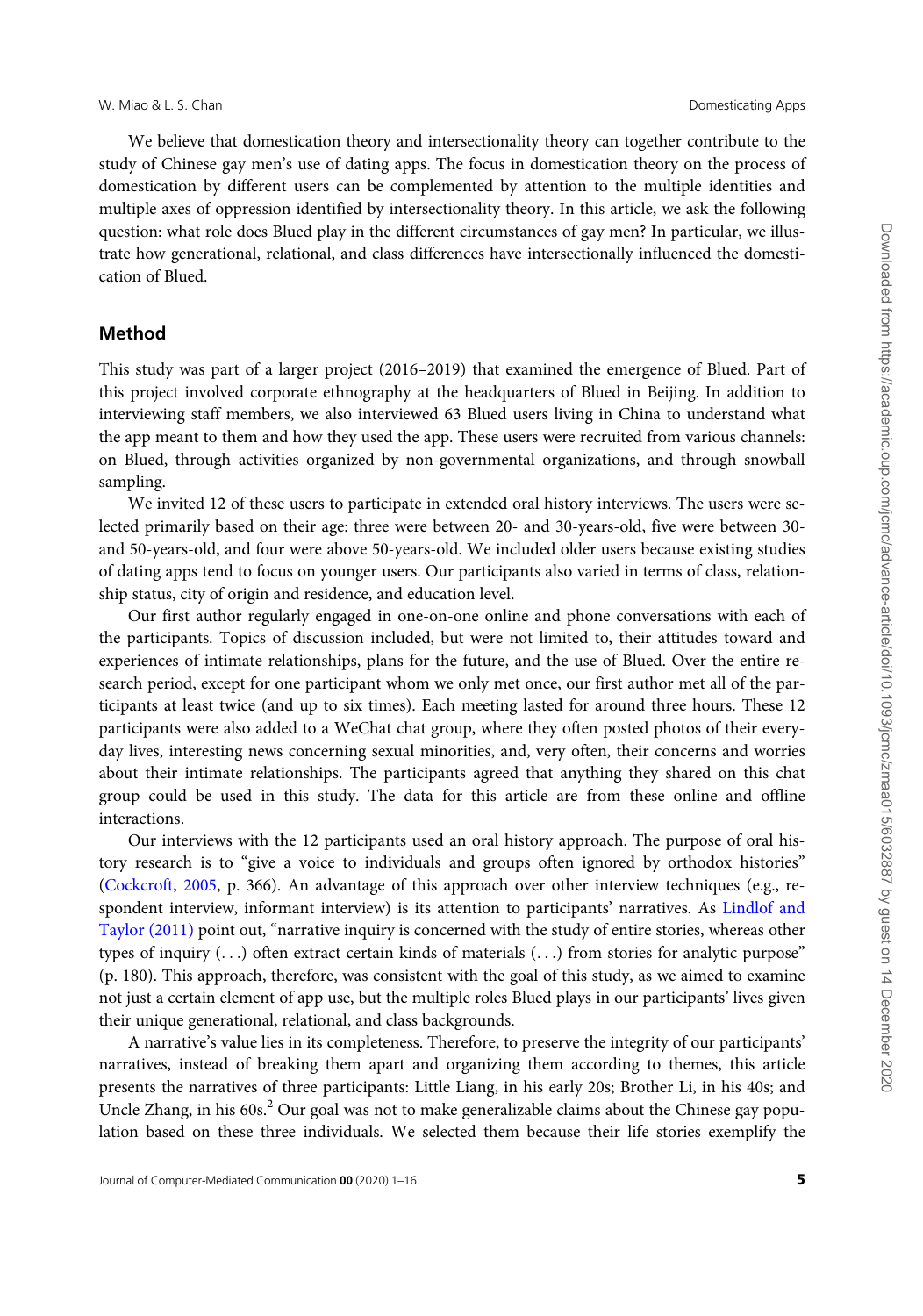We believe that domestication theory and intersectionality theory can together contribute to the study of Chinese gay men's use of dating apps. The focus in domestication theory on the process of domestication by different users can be complemented by attention to the multiple identities and multiple axes of oppression identified by intersectionality theory. In this article, we ask the following question: what role does Blued play in the different circumstances of gay men? In particular, we illustrate how generational, relational, and class differences have intersectionally influenced the domestication of Blued.

## Method

This study was part of a larger project (2016–2019) that examined the emergence of Blued. Part of this project involved corporate ethnography at the headquarters of Blued in Beijing. In addition to interviewing staff members, we also interviewed 63 Blued users living in China to understand what the app meant to them and how they used the app. These users were recruited from various channels: on Blued, through activities organized by non-governmental organizations, and through snowball sampling.

We invited 12 of these users to participate in extended oral history interviews. The users were selected primarily based on their age: three were between 20- and 30-years-old, five were between 30- and 50-years-old, and four were above 50-years-old. We included older users because existing studies of dating apps tend to focus on younger users. Our participants also varied in terms of class, relationship status, city of origin and residence, and education level.

Our first author regularly engaged in one-on-one online and phone conversations with each of the participants. Topics of discussion included, but were not limited to, their attitudes toward and experiences of intimate relationships, plans for the future, and the use of Blued. Over the entire research period, except for one participant whom we only met once, our first author met all of the participants at least twice (and up to six times). Each meeting lasted for around three hours. These 12 participants were also added to a WeChat chat group, where they often posted photos of their everyday lives, interesting news concerning sexual minorities, and, very often, their concerns and worries about their intimate relationships. The participants agreed that anything they shared on this chat group could be used in this study. The data for this article are from these online and offline interactions.

Our interviews with the 12 participants used an oral history approach. The purpose of oral history research is to "give a voice to individuals and groups often ignored by orthodox histories" (Cockcroft, 2005, p. 366). An advantage of this approach over other interview techniques (e.g., respondent interview, informant interview) is its attention to participants' narratives. As Lindlof and Taylor (2011) point out, "narrative inquiry is concerned with the study of entire stories, whereas other types of inquiry (...) often extract certain kinds of materials (...) from stories for analytic purpose" (p. 180). This approach, therefore, was consistent with the goal of this study, as we aimed to examine not just a certain element of app use, but the multiple roles Blued plays in our participants' lives given their unique generational, relational, and class backgrounds.

A narrative's value lies in its completeness. Therefore, to preserve the integrity of our participants' narratives, instead of breaking them apart and organizing them according to themes, this article presents the narratives of three participants: Little Liang, in his early 20s; Brother Li, in his 40s; and Uncle Zhang, in his 60s.[2] Our goal was not to make generalizable claims about the Chinese gay population based on these three individuals. We selected them because their life stories exemplify the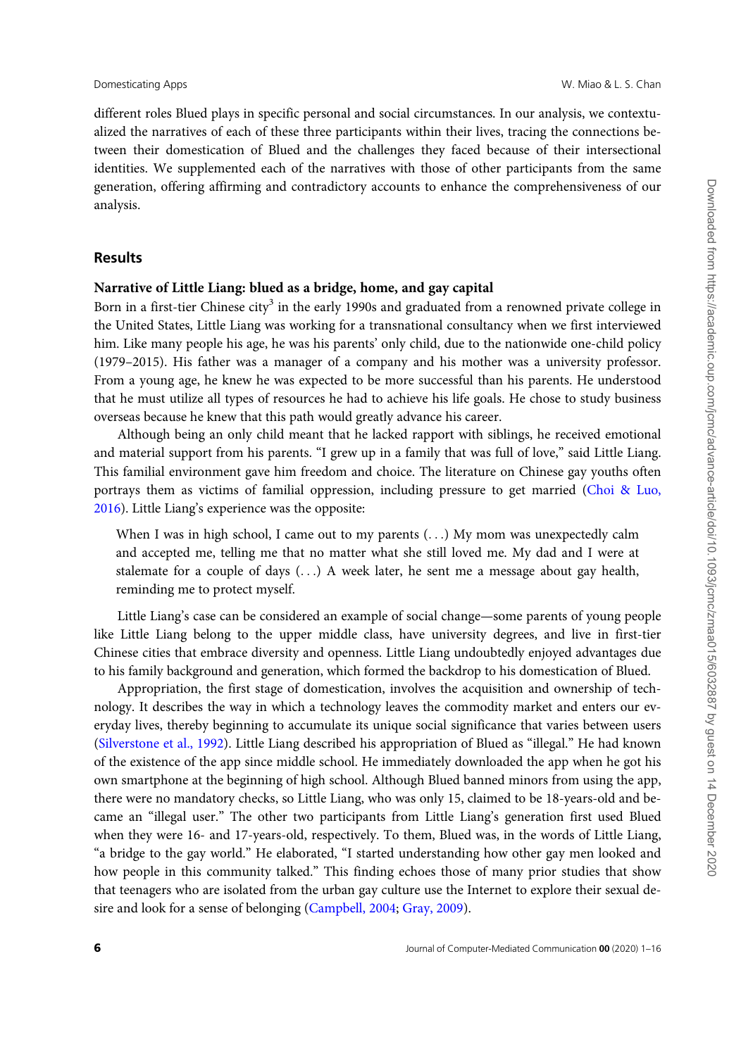different roles Blued plays in specific personal and social circumstances. In our analysis, we contextualized the narratives of each of these three participants within their lives, tracing the connections between their domestication of Blued and the challenges they faced because of their intersectional identities. We supplemented each of the narratives with those of other participants from the same generation, offering affirming and contradictory accounts to enhance the comprehensiveness of our analysis.

## Results

### Narrative of Little Liang: blued as a bridge, home, and gay capital

Born in a first-tier Chinese city[3] in the early 1990s and graduated from a renowned private college in the United States, Little Liang was working for a transnational consultancy when we first interviewed him. Like many people his age, he was his parents' only child, due to the nationwide one-child policy (1979–2015). His father was a manager of a company and his mother was a university professor. From a young age, he knew he was expected to be more successful than his parents. He understood that he must utilize all types of resources he had to achieve his life goals. He chose to study business overseas because he knew that this path would greatly advance his career.

Although being an only child meant that he lacked rapport with siblings, he received emotional and material support from his parents. "I grew up in a family that was full of love," said Little Liang. This familial environment gave him freedom and choice. The literature on Chinese gay youths often portrays them as victims of familial oppression, including pressure to get married (Choi & Luo, 2016). Little Liang's experience was the opposite:

> When I was in high school, I came out to my parents (. . .) My mom was unexpectedly calm and accepted me, telling me that no matter what she still loved me. My dad and I were at stalemate for a couple of days (. . .) A week later, he sent me a message about gay health, reminding me to protect myself.

Little Liang's case can be considered an example of social change—some parents of young people like Little Liang belong to the upper middle class, have university degrees, and live in first-tier Chinese cities that embrace diversity and openness. Little Liang undoubtedly enjoyed advantages due to his family background and generation, which formed the backdrop to his domestication of Blued.

Appropriation, the first stage of domestication, involves the acquisition and ownership of technology. It describes the way in which a technology leaves the commodity market and enters our everyday lives, thereby beginning to accumulate its unique social significance that varies between users (Silverstone et al., 1992). Little Liang described his appropriation of Blued as "illegal." He had known of the existence of the app since middle school. He immediately downloaded the app when he got his own smartphone at the beginning of high school. Although Blued banned minors from using the app, there were no mandatory checks, so Little Liang, who was only 15, claimed to be 18-years-old and became an "illegal user." The other two participants from Little Liang's generation first used Blued when they were 16- and 17-years-old, respectively. To them, Blued was, in the words of Little Liang, "a bridge to the gay world." He elaborated, "I started understanding how other gay men looked and how people in this community talked." This finding echoes those of many prior studies that show that teenagers who are isolated from the urban gay culture use the Internet to explore their sexual desire and look for a sense of belonging (Campbell, 2004; Gray, 2009).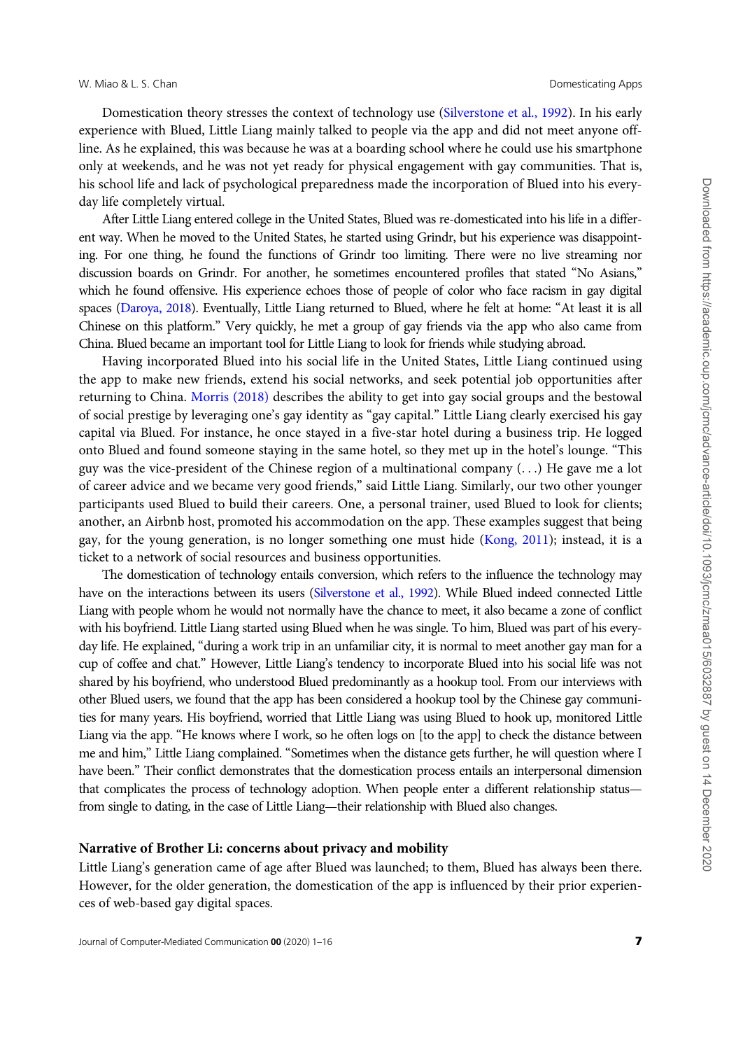Domestication theory stresses the context of technology use (Silverstone et al., 1992). In his early experience with Blued, Little Liang mainly talked to people via the app and did not meet anyone offline. As he explained, this was because he was at a boarding school where he could use his smartphone only at weekends, and he was not yet ready for physical engagement with gay communities. That is, his school life and lack of psychological preparedness made the incorporation of Blued into his everyday life completely virtual.

After Little Liang entered college in the United States, Blued was re-domesticated into his life in a different way. When he moved to the United States, he started using Grindr, but his experience was disappointing. For one thing, he found the functions of Grindr too limiting. There were no live streaming nor discussion boards on Grindr. For another, he sometimes encountered profiles that stated "No Asians," which he found offensive. His experience echoes those of people of color who face racism in gay digital spaces (Daroya, 2018). Eventually, Little Liang returned to Blued, where he felt at home: "At least it is all Chinese on this platform." Very quickly, he met a group of gay friends via the app who also came from China. Blued became an important tool for Little Liang to look for friends while studying abroad.

Having incorporated Blued into his social life in the United States, Little Liang continued using the app to make new friends, extend his social networks, and seek potential job opportunities after returning to China. Morris (2018) describes the ability to get into gay social groups and the bestowal of social prestige by leveraging one's gay identity as "gay capital." Little Liang clearly exercised his gay capital via Blued. For instance, he once stayed in a five-star hotel during a business trip. He logged onto Blued and found someone staying in the same hotel, so they met up in the hotel's lounge. "This guy was the vice-president of the Chinese region of a multinational company (. . .) He gave me a lot of career advice and we became very good friends," said Little Liang. Similarly, our two other younger participants used Blued to build their careers. One, a personal trainer, used Blued to look for clients; another, an Airbnb host, promoted his accommodation on the app. These examples suggest that being gay, for the young generation, is no longer something one must hide (Kong, 2011); instead, it is a ticket to a network of social resources and business opportunities.

The domestication of technology entails conversion, which refers to the influence the technology may have on the interactions between its users (Silverstone et al., 1992). While Blued indeed connected Little Liang with people whom he would not normally have the chance to meet, it also became a zone of conflict with his boyfriend. Little Liang started using Blued when he was single. To him, Blued was part of his everyday life. He explained, "during a work trip in an unfamiliar city, it is normal to meet another gay man for a cup of coffee and chat." However, Little Liang's tendency to incorporate Blued into his social life was not shared by his boyfriend, who understood Blued predominantly as a hookup tool. From our interviews with other Blued users, we found that the app has been considered a hookup tool by the Chinese gay communities for many years. His boyfriend, worried that Little Liang was using Blued to hook up, monitored Little Liang via the app. "He knows where I work, so he often logs on [to the app] to check the distance between me and him," Little Liang complained. "Sometimes when the distance gets further, he will question where I have been." Their conflict demonstrates that the domestication process entails an interpersonal dimension that complicates the process of technology adoption. When people enter a different relationship status—from single to dating, in the case of Little Liang—their relationship with Blued also changes.

### Narrative of Brother Li: concerns about privacy and mobility

Little Liang's generation came of age after Blued was launched; to them, Blued has always been there. However, for the older generation, the domestication of the app is influenced by their prior experiences of web-based gay digital spaces.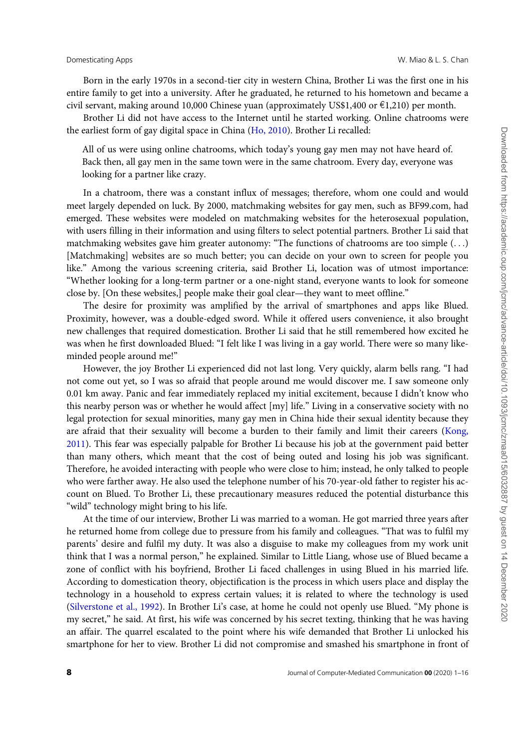Born in the early 1970s in a second-tier city in western China, Brother Li was the first one in his entire family to get into a university. After he graduated, he returned to his hometown and became a civil servant, making around 10,000 Chinese yuan (approximately US$1,400 or €1,210) per month.

Brother Li did not have access to the Internet until he started working. Online chatrooms were the earliest form of gay digital space in China (Ho, 2010). Brother Li recalled:

> All of us were using online chatrooms, which today's young gay men may not have heard of. Back then, all gay men in the same town were in the same chatroom. Every day, everyone was looking for a partner like crazy.

In a chatroom, there was a constant influx of messages; therefore, whom one could and would meet largely depended on luck. By 2000, matchmaking websites for gay men, such as BF99.com, had emerged. These websites were modeled on matchmaking websites for the heterosexual population, with users filling in their information and using filters to select potential partners. Brother Li said that matchmaking websites gave him greater autonomy: "The functions of chatrooms are too simple (...) [Matchmaking] websites are so much better; you can decide on your own to screen for people you like." Among the various screening criteria, said Brother Li, location was of utmost importance: "Whether looking for a long-term partner or a one-night stand, everyone wants to look for someone close by. [On these websites,] people make their goal clear—they want to meet offline."

The desire for proximity was amplified by the arrival of smartphones and apps like Blued. Proximity, however, was a double-edged sword. While it offered users convenience, it also brought new challenges that required domestication. Brother Li said that he still remembered how excited he was when he first downloaded Blued: "I felt like I was living in a gay world. There were so many like-minded people around me!"

However, the joy Brother Li experienced did not last long. Very quickly, alarm bells rang. "I had not come out yet, so I was so afraid that people around me would discover me. I saw someone only 0.01 km away. Panic and fear immediately replaced my initial excitement, because I didn't know who this nearby person was or whether he would affect [my] life." Living in a conservative society with no legal protection for sexual minorities, many gay men in China hide their sexual identity because they are afraid that their sexuality will become a burden to their family and limit their careers (Kong, 2011). This fear was especially palpable for Brother Li because his job at the government paid better than many others, which meant that the cost of being outed and losing his job was significant. Therefore, he avoided interacting with people who were close to him; instead, he only talked to people who were farther away. He also used the telephone number of his 70-year-old father to register his account on Blued. To Brother Li, these precautionary measures reduced the potential disturbance this "wild" technology might bring to his life.

At the time of our interview, Brother Li was married to a woman. He got married three years after he returned home from college due to pressure from his family and colleagues. "That was to fulfil my parents' desire and fulfil my duty. It was also a disguise to make my colleagues from my work unit think that I was a normal person," he explained. Similar to Little Liang, whose use of Blued became a zone of conflict with his boyfriend, Brother Li faced challenges in using Blued in his married life. According to domestication theory, objectification is the process in which users place and display the technology in a household to express certain values; it is related to where the technology is used (Silverstone et al., 1992). In Brother Li's case, at home he could not openly use Blued. "My phone is my secret," he said. At first, his wife was concerned by his secret texting, thinking that he was having an affair. The quarrel escalated to the point where his wife demanded that Brother Li unlocked his smartphone for her to view. Brother Li did not compromise and smashed his smartphone in front of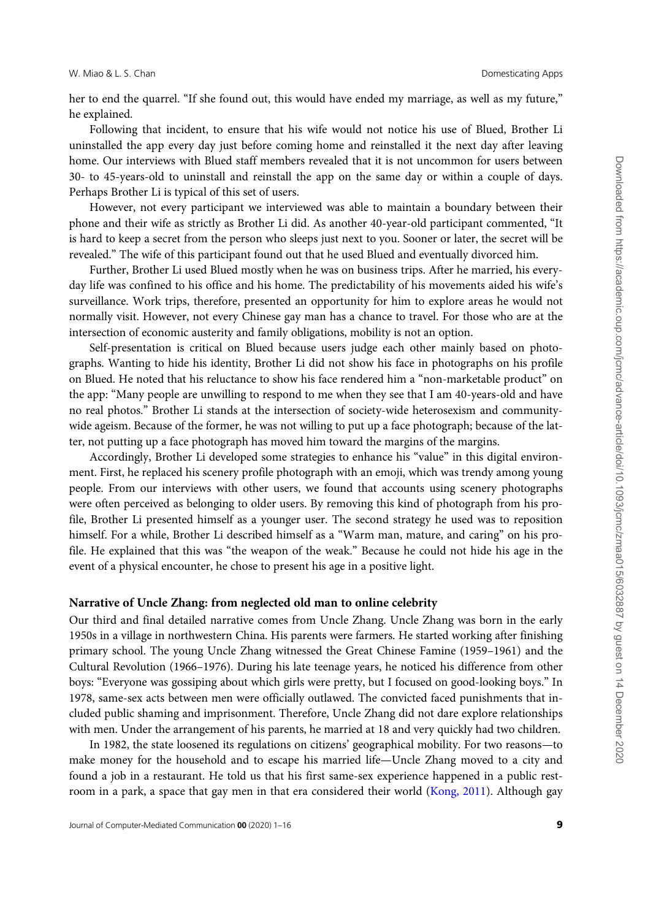her to end the quarrel. "If she found out, this would have ended my marriage, as well as my future," he explained.

Following that incident, to ensure that his wife would not notice his use of Blued, Brother Li uninstalled the app every day just before coming home and reinstalled it the next day after leaving home. Our interviews with Blued staff members revealed that it is not uncommon for users between 30- to 45-years-old to uninstall and reinstall the app on the same day or within a couple of days. Perhaps Brother Li is typical of this set of users.

However, not every participant we interviewed was able to maintain a boundary between their phone and their wife as strictly as Brother Li did. As another 40-year-old participant commented, "It is hard to keep a secret from the person who sleeps just next to you. Sooner or later, the secret will be revealed." The wife of this participant found out that he used Blued and eventually divorced him.

Further, Brother Li used Blued mostly when he was on business trips. After he married, his everyday life was confined to his office and his home. The predictability of his movements aided his wife's surveillance. Work trips, therefore, presented an opportunity for him to explore areas he would not normally visit. However, not every Chinese gay man has a chance to travel. For those who are at the intersection of economic austerity and family obligations, mobility is not an option.

Self-presentation is critical on Blued because users judge each other mainly based on photographs. Wanting to hide his identity, Brother Li did not show his face in photographs on his profile on Blued. He noted that his reluctance to show his face rendered him a "non-marketable product" on the app: "Many people are unwilling to respond to me when they see that I am 40-years-old and have no real photos." Brother Li stands at the intersection of society-wide heterosexism and community-wide ageism. Because of the former, he was not willing to put up a face photograph; because of the latter, not putting up a face photograph has moved him toward the margins of the margins.

Accordingly, Brother Li developed some strategies to enhance his "value" in this digital environment. First, he replaced his scenery profile photograph with an emoji, which was trendy among young people. From our interviews with other users, we found that accounts using scenery photographs were often perceived as belonging to older users. By removing this kind of photograph from his profile, Brother Li presented himself as a younger user. The second strategy he used was to reposition himself. For a while, Brother Li described himself as a "Warm man, mature, and caring" on his profile. He explained that this was "the weapon of the weak." Because he could not hide his age in the event of a physical encounter, he chose to present his age in a positive light.

### Narrative of Uncle Zhang: from neglected old man to online celebrity

Our third and final detailed narrative comes from Uncle Zhang. Uncle Zhang was born in the early 1950s in a village in northwestern China. His parents were farmers. He started working after finishing primary school. The young Uncle Zhang witnessed the Great Chinese Famine (1959–1961) and the Cultural Revolution (1966–1976). During his late teenage years, he noticed his difference from other boys: "Everyone was gossiping about which girls were pretty, but I focused on good-looking boys." In 1978, same-sex acts between men were officially outlawed. The convicted faced punishments that included public shaming and imprisonment. Therefore, Uncle Zhang did not dare explore relationships with men. Under the arrangement of his parents, he married at 18 and very quickly had two children.

In 1982, the state loosened its regulations on citizens' geographical mobility. For two reasons—to make money for the household and to escape his married life—Uncle Zhang moved to a city and found a job in a restaurant. He told us that his first same-sex experience happened in a public restroom in a park, a space that gay men in that era considered their world (Kong, 2011). Although gay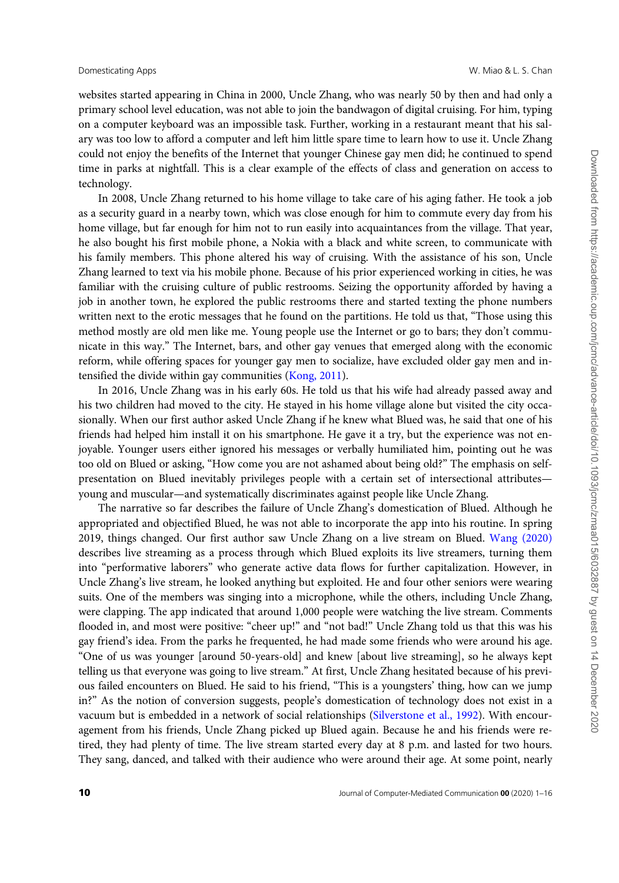websites started appearing in China in 2000, Uncle Zhang, who was nearly 50 by then and had only a primary school level education, was not able to join the bandwagon of digital cruising. For him, typing on a computer keyboard was an impossible task. Further, working in a restaurant meant that his salary was too low to afford a computer and left him little spare time to learn how to use it. Uncle Zhang could not enjoy the benefits of the Internet that younger Chinese gay men did; he continued to spend time in parks at nightfall. This is a clear example of the effects of class and generation on access to technology.

In 2008, Uncle Zhang returned to his home village to take care of his aging father. He took a job as a security guard in a nearby town, which was close enough for him to commute every day from his home village, but far enough for him not to run easily into acquaintances from the village. That year, he also bought his first mobile phone, a Nokia with a black and white screen, to communicate with his family members. This phone altered his way of cruising. With the assistance of his son, Uncle Zhang learned to text via his mobile phone. Because of his prior experienced working in cities, he was familiar with the cruising culture of public restrooms. Seizing the opportunity afforded by having a job in another town, he explored the public restrooms there and started texting the phone numbers written next to the erotic messages that he found on the partitions. He told us that, "Those using this method mostly are old men like me. Young people use the Internet or go to bars; they don't communicate in this way." The Internet, bars, and other gay venues that emerged along with the economic reform, while offering spaces for younger gay men to socialize, have excluded older gay men and intensified the divide within gay communities (Kong, 2011).

In 2016, Uncle Zhang was in his early 60s. He told us that his wife had already passed away and his two children had moved to the city. He stayed in his home village alone but visited the city occasionally. When our first author asked Uncle Zhang if he knew what Blued was, he said that one of his friends had helped him install it on his smartphone. He gave it a try, but the experience was not enjoyable. Younger users either ignored his messages or verbally humiliated him, pointing out he was too old on Blued or asking, "How come you are not ashamed about being old?" The emphasis on self-presentation on Blued inevitably privileges people with a certain set of intersectional attributes—young and muscular—and systematically discriminates against people like Uncle Zhang.

The narrative so far describes the failure of Uncle Zhang's domestication of Blued. Although he appropriated and objectified Blued, he was not able to incorporate the app into his routine. In spring 2019, things changed. Our first author saw Uncle Zhang on a live stream on Blued. Wang (2020) describes live streaming as a process through which Blued exploits its live streamers, turning them into "performative laborers" who generate active data flows for further capitalization. However, in Uncle Zhang's live stream, he looked anything but exploited. He and four other seniors were wearing suits. One of the members was singing into a microphone, while the others, including Uncle Zhang, were clapping. The app indicated that around 1,000 people were watching the live stream. Comments flooded in, and most were positive: "cheer up!" and "not bad!" Uncle Zhang told us that this was his gay friend's idea. From the parks he frequented, he had made some friends who were around his age. "One of us was younger [around 50-years-old] and knew [about live streaming], so he always kept telling us that everyone was going to live stream." At first, Uncle Zhang hesitated because of his previous failed encounters on Blued. He said to his friend, "This is a youngsters' thing, how can we jump in?" As the notion of conversion suggests, people's domestication of technology does not exist in a vacuum but is embedded in a network of social relationships (Silverstone et al., 1992). With encouragement from his friends, Uncle Zhang picked up Blued again. Because he and his friends were retired, they had plenty of time. The live stream started every day at 8 p.m. and lasted for two hours. They sang, danced, and talked with their audience who were around their age. At some point, nearly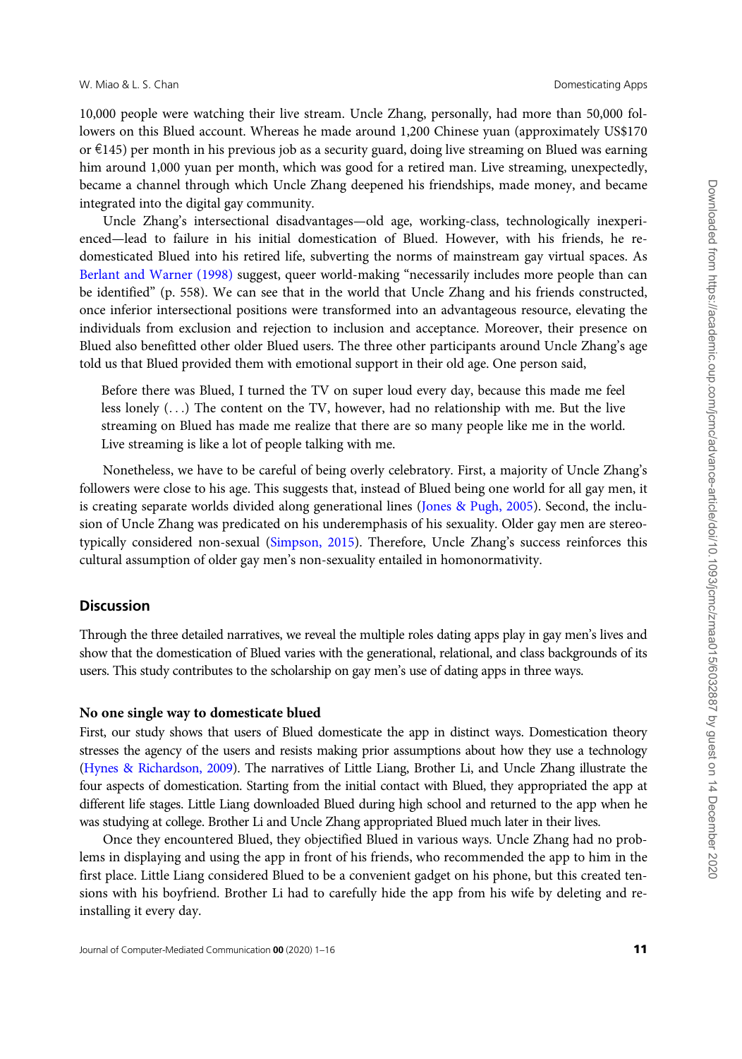10,000 people were watching their live stream. Uncle Zhang, personally, had more than 50,000 followers on this Blued account. Whereas he made around 1,200 Chinese yuan (approximately US$170 or €145) per month in his previous job as a security guard, doing live streaming on Blued was earning him around 1,000 yuan per month, which was good for a retired man. Live streaming, unexpectedly, became a channel through which Uncle Zhang deepened his friendships, made money, and became integrated into the digital gay community.

Uncle Zhang's intersectional disadvantages—old age, working-class, technologically inexperienced—lead to failure in his initial domestication of Blued. However, with his friends, he re-domesticated Blued into his retired life, subverting the norms of mainstream gay virtual spaces. As Berlant and Warner (1998) suggest, queer world-making "necessarily includes more people than can be identified" (p. 558). We can see that in the world that Uncle Zhang and his friends constructed, once inferior intersectional positions were transformed into an advantageous resource, elevating the individuals from exclusion and rejection to inclusion and acceptance. Moreover, their presence on Blued also benefitted other older Blued users. The three other participants around Uncle Zhang's age told us that Blued provided them with emotional support in their old age. One person said,

> Before there was Blued, I turned the TV on super loud every day, because this made me feel less lonely (. . .) The content on the TV, however, had no relationship with me. But the live streaming on Blued has made me realize that there are so many people like me in the world. Live streaming is like a lot of people talking with me.

Nonetheless, we have to be careful of being overly celebratory. First, a majority of Uncle Zhang's followers were close to his age. This suggests that, instead of Blued being one world for all gay men, it is creating separate worlds divided along generational lines (Jones & Pugh, 2005). Second, the inclusion of Uncle Zhang was predicated on his underemphasis of his sexuality. Older gay men are stereotypically considered non-sexual (Simpson, 2015). Therefore, Uncle Zhang's success reinforces this cultural assumption of older gay men's non-sexuality entailed in homonormativity.

## Discussion

Through the three detailed narratives, we reveal the multiple roles dating apps play in gay men's lives and show that the domestication of Blued varies with the generational, relational, and class backgrounds of its users. This study contributes to the scholarship on gay men's use of dating apps in three ways.

### No one single way to domesticate blued

First, our study shows that users of Blued domesticate the app in distinct ways. Domestication theory stresses the agency of the users and resists making prior assumptions about how they use a technology (Hynes & Richardson, 2009). The narratives of Little Liang, Brother Li, and Uncle Zhang illustrate the four aspects of domestication. Starting from the initial contact with Blued, they appropriated the app at different life stages. Little Liang downloaded Blued during high school and returned to the app when he was studying at college. Brother Li and Uncle Zhang appropriated Blued much later in their lives.

Once they encountered Blued, they objectified Blued in various ways. Uncle Zhang had no problems in displaying and using the app in front of his friends, who recommended the app to him in the first place. Little Liang considered Blued to be a convenient gadget on his phone, but this created tensions with his boyfriend. Brother Li had to carefully hide the app from his wife by deleting and re-installing it every day.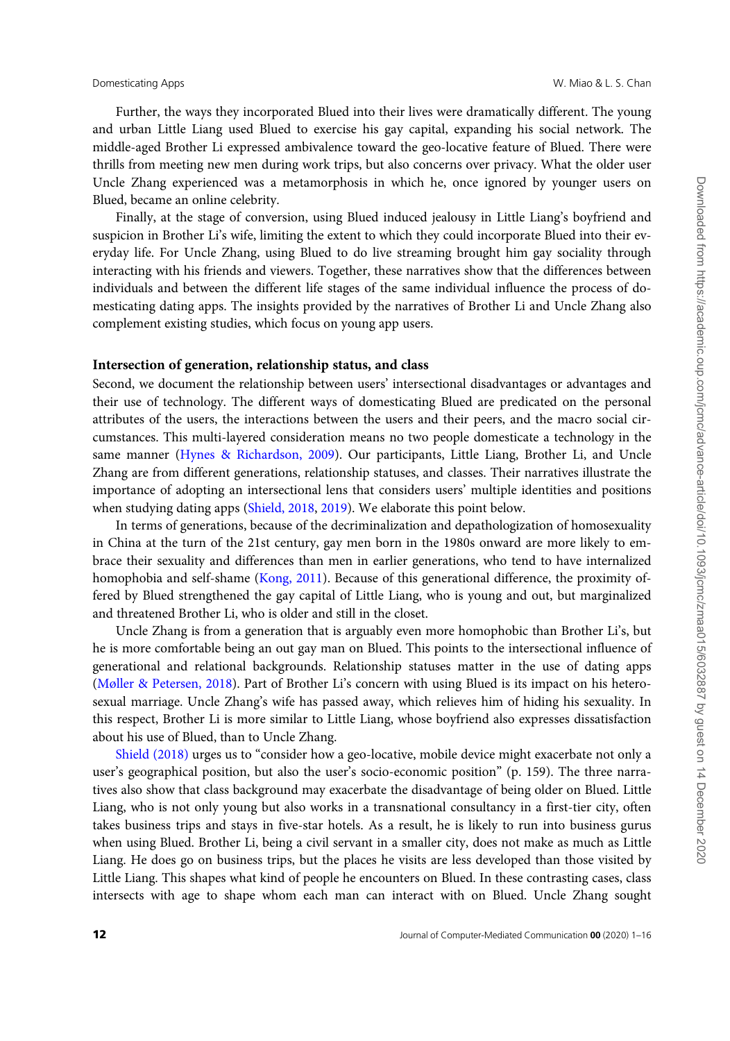Further, the ways they incorporated Blued into their lives were dramatically different. The young and urban Little Liang used Blued to exercise his gay capital, expanding his social network. The middle-aged Brother Li expressed ambivalence toward the geo-locative feature of Blued. There were thrills from meeting new men during work trips, but also concerns over privacy. What the older user Uncle Zhang experienced was a metamorphosis in which he, once ignored by younger users on Blued, became an online celebrity.

Finally, at the stage of conversion, using Blued induced jealousy in Little Liang's boyfriend and suspicion in Brother Li's wife, limiting the extent to which they could incorporate Blued into their everyday life. For Uncle Zhang, using Blued to do live streaming brought him gay sociality through interacting with his friends and viewers. Together, these narratives show that the differences between individuals and between the different life stages of the same individual influence the process of domesticating dating apps. The insights provided by the narratives of Brother Li and Uncle Zhang also complement existing studies, which focus on young app users.

### Intersection of generation, relationship status, and class

Second, we document the relationship between users' intersectional disadvantages or advantages and their use of technology. The different ways of domesticating Blued are predicated on the personal attributes of the users, the interactions between the users and their peers, and the macro social circumstances. This multi-layered consideration means no two people domesticate a technology in the same manner (Hynes & Richardson, 2009). Our participants, Little Liang, Brother Li, and Uncle Zhang are from different generations, relationship statuses, and classes. Their narratives illustrate the importance of adopting an intersectional lens that considers users' multiple identities and positions when studying dating apps (Shield, 2018, 2019). We elaborate this point below.

In terms of generations, because of the decriminalization and depathologization of homosexuality in China at the turn of the 21st century, gay men born in the 1980s onward are more likely to embrace their sexuality and differences than men in earlier generations, who tend to have internalized homophobia and self-shame (Kong, 2011). Because of this generational difference, the proximity offered by Blued strengthened the gay capital of Little Liang, who is young and out, but marginalized and threatened Brother Li, who is older and still in the closet.

Uncle Zhang is from a generation that is arguably even more homophobic than Brother Li's, but he is more comfortable being an out gay man on Blued. This points to the intersectional influence of generational and relational backgrounds. Relationship statuses matter in the use of dating apps (Møller & Petersen, 2018). Part of Brother Li's concern with using Blued is its impact on his heterosexual marriage. Uncle Zhang's wife has passed away, which relieves him of hiding his sexuality. In this respect, Brother Li is more similar to Little Liang, whose boyfriend also expresses dissatisfaction about his use of Blued, than to Uncle Zhang.

Shield (2018) urges us to "consider how a geo-locative, mobile device might exacerbate not only a user's geographical position, but also the user's socio-economic position" (p. 159). The three narratives also show that class background may exacerbate the disadvantage of being older on Blued. Little Liang, who is not only young but also works in a transnational consultancy in a first-tier city, often takes business trips and stays in five-star hotels. As a result, he is likely to run into business gurus when using Blued. Brother Li, being a civil servant in a smaller city, does not make as much as Little Liang. He does go on business trips, but the places he visits are less developed than those visited by Little Liang. This shapes what kind of people he encounters on Blued. In these contrasting cases, class intersects with age to shape whom each man can interact with on Blued. Uncle Zhang sought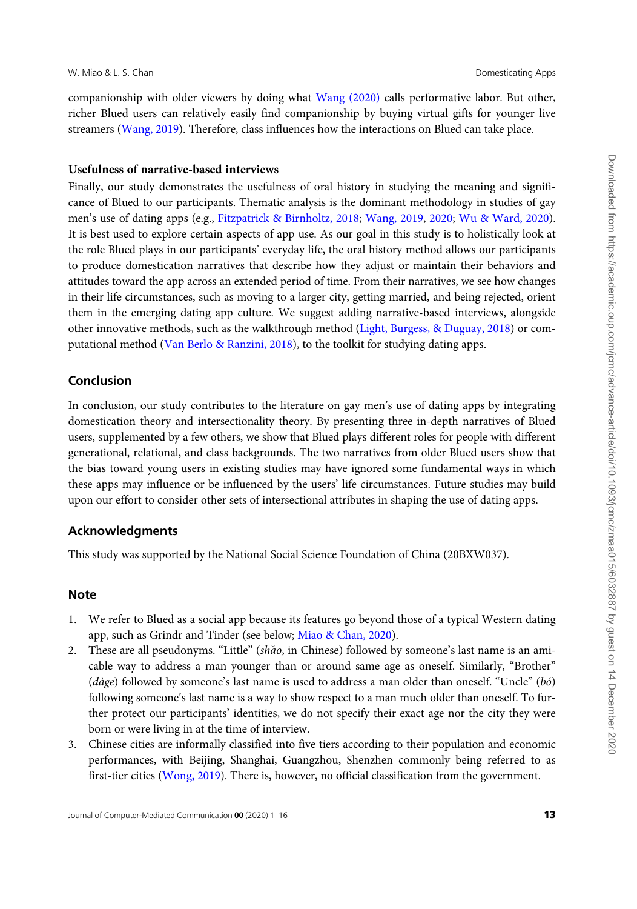companionship with older viewers by doing what Wang (2020) calls performative labor. But other, richer Blued users can relatively easily find companionship by buying virtual gifts for younger live streamers (Wang, 2019). Therefore, class influences how the interactions on Blued can take place.

### Usefulness of narrative-based interviews

Finally, our study demonstrates the usefulness of oral history in studying the meaning and significance of Blued to our participants. Thematic analysis is the dominant methodology in studies of gay men's use of dating apps (e.g., Fitzpatrick & Birnholtz, 2018; Wang, 2019, 2020; Wu & Ward, 2020). It is best used to explore certain aspects of app use. As our goal in this study is to holistically look at the role Blued plays in our participants' everyday life, the oral history method allows our participants to produce domestication narratives that describe how they adjust or maintain their behaviors and attitudes toward the app across an extended period of time. From their narratives, we see how changes in their life circumstances, such as moving to a larger city, getting married, and being rejected, orient them in the emerging dating app culture. We suggest adding narrative-based interviews, alongside other innovative methods, such as the walkthrough method (Light, Burgess, & Duguay, 2018) or computational method (Van Berlo & Ranzini, 2018), to the toolkit for studying dating apps.

## Conclusion

In conclusion, our study contributes to the literature on gay men's use of dating apps by integrating domestication theory and intersectionality theory. By presenting three in-depth narratives of Blued users, supplemented by a few others, we show that Blued plays different roles for people with different generational, relational, and class backgrounds. The two narratives from older Blued users show that the bias toward young users in existing studies may have ignored some fundamental ways in which these apps may influence or be influenced by the users' life circumstances. Future studies may build upon our effort to consider other sets of intersectional attributes in shaping the use of dating apps.

## Acknowledgments

This study was supported by the National Social Science Foundation of China (20BXW037).

## Note

1. We refer to Blued as a social app because its features go beyond those of a typical Western dating app, such as Grindr and Tinder (see below; Miao & Chan, 2020).
2. These are all pseudonyms. "Little" (*shǎo*, in Chinese) followed by someone's last name is an amicable way to address a man younger than or around same age as oneself. Similarly, "Brother" (*dàgē*) followed by someone's last name is used to address a man older than oneself. "Uncle" (*bó*) following someone's last name is a way to show respect to a man much older than oneself. To further protect our participants' identities, we do not specify their exact age nor the city they were born or were living in at the time of interview.
3. Chinese cities are informally classified into five tiers according to their population and economic performances, with Beijing, Shanghai, Guangzhou, Shenzhen commonly being referred to as first-tier cities (Wong, 2019). There is, however, no official classification from the government.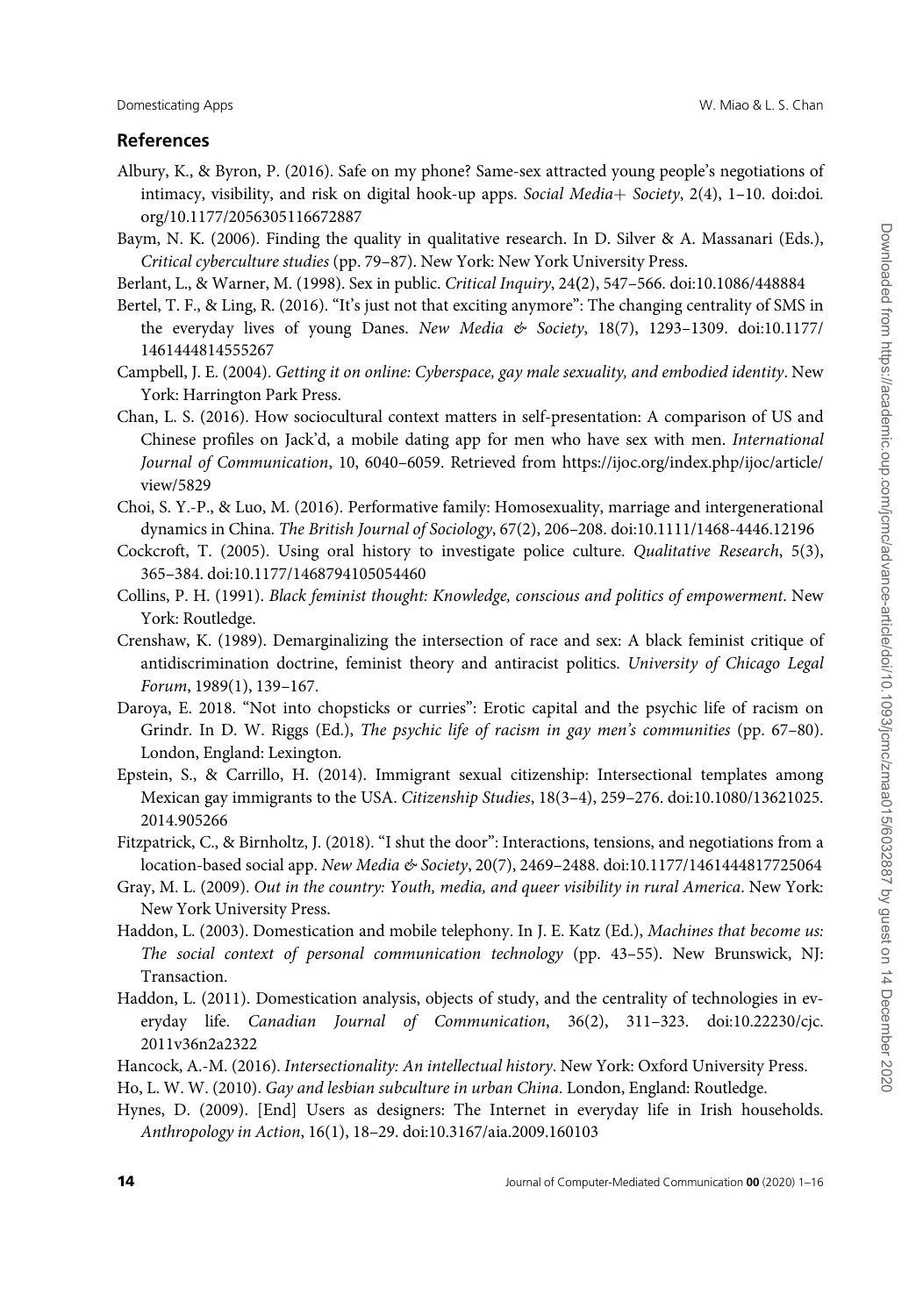## References

Albury, K., & Byron, P. (2016). Safe on my phone? Same-sex attracted young people's negotiations of intimacy, visibility, and risk on digital hook-up apps. *Social Media+ Society*, 2(4), 1–10. doi:doi.org/10.1177/2056305116672887

Baym, N. K. (2006). Finding the quality in qualitative research. In D. Silver & A. Massanari (Eds.), *Critical cyberculture studies* (pp. 79–87). New York: New York University Press.

Berlant, L., & Warner, M. (1998). Sex in public. *Critical Inquiry*, 24(2), 547–566. doi:10.1086/448884

Bertel, T. F., & Ling, R. (2016). "It's just not that exciting anymore": The changing centrality of SMS in the everyday lives of young Danes. *New Media & Society*, 18(7), 1293–1309. doi:10.1177/1461444814555267

Campbell, J. E. (2004). *Getting it on online: Cyberspace, gay male sexuality, and embodied identity*. New York: Harrington Park Press.

Chan, L. S. (2016). How sociocultural context matters in self-presentation: A comparison of US and Chinese profiles on Jack'd, a mobile dating app for men who have sex with men. *International Journal of Communication*, 10, 6040–6059. Retrieved from https://ijoc.org/index.php/ijoc/article/view/5829

Choi, S. Y.-P., & Luo, M. (2016). Performative family: Homosexuality, marriage and intergenerational dynamics in China. *The British Journal of Sociology*, 67(2), 206–208. doi:10.1111/1468-4446.12196

Cockcroft, T. (2005). Using oral history to investigate police culture. *Qualitative Research*, 5(3), 365–384. doi:10.1177/1468794105054460

Collins, P. H. (1991). *Black feminist thought: Knowledge, conscious and politics of empowerment*. New York: Routledge.

Crenshaw, K. (1989). Demarginalizing the intersection of race and sex: A black feminist critique of antidiscrimination doctrine, feminist theory and antiracist politics. *University of Chicago Legal Forum*, 1989(1), 139–167.

Daroya, E. 2018. "Not into chopsticks or curries": Erotic capital and the psychic life of racism on Grindr. In D. W. Riggs (Ed.), *The psychic life of racism in gay men's communities* (pp. 67–80). London, England: Lexington.

Epstein, S., & Carrillo, H. (2014). Immigrant sexual citizenship: Intersectional templates among Mexican gay immigrants to the USA. *Citizenship Studies*, 18(3–4), 259–276. doi:10.1080/13621025.2014.905266

Fitzpatrick, C., & Birnholtz, J. (2018). "I shut the door": Interactions, tensions, and negotiations from a location-based social app. *New Media & Society*, 20(7), 2469–2488. doi:10.1177/1461444817725064

Gray, M. L. (2009). *Out in the country: Youth, media, and queer visibility in rural America*. New York: New York University Press.

Haddon, L. (2003). Domestication and mobile telephony. In J. E. Katz (Ed.), *Machines that become us: The social context of personal communication technology* (pp. 43–55). New Brunswick, NJ: Transaction.

Haddon, L. (2011). Domestication analysis, objects of study, and the centrality of technologies in everyday life. *Canadian Journal of Communication*, 36(2), 311–323. doi:10.22230/cjc.2011v36n2a2322

Hancock, A.-M. (2016). *Intersectionality: An intellectual history*. New York: Oxford University Press.

Ho, L. W. W. (2010). *Gay and lesbian subculture in urban China*. London, England: Routledge.

Hynes, D. (2009). [End] Users as designers: The Internet in everyday life in Irish households. *Anthropology in Action*, 16(1), 18–29. doi:10.3167/aia.2009.160103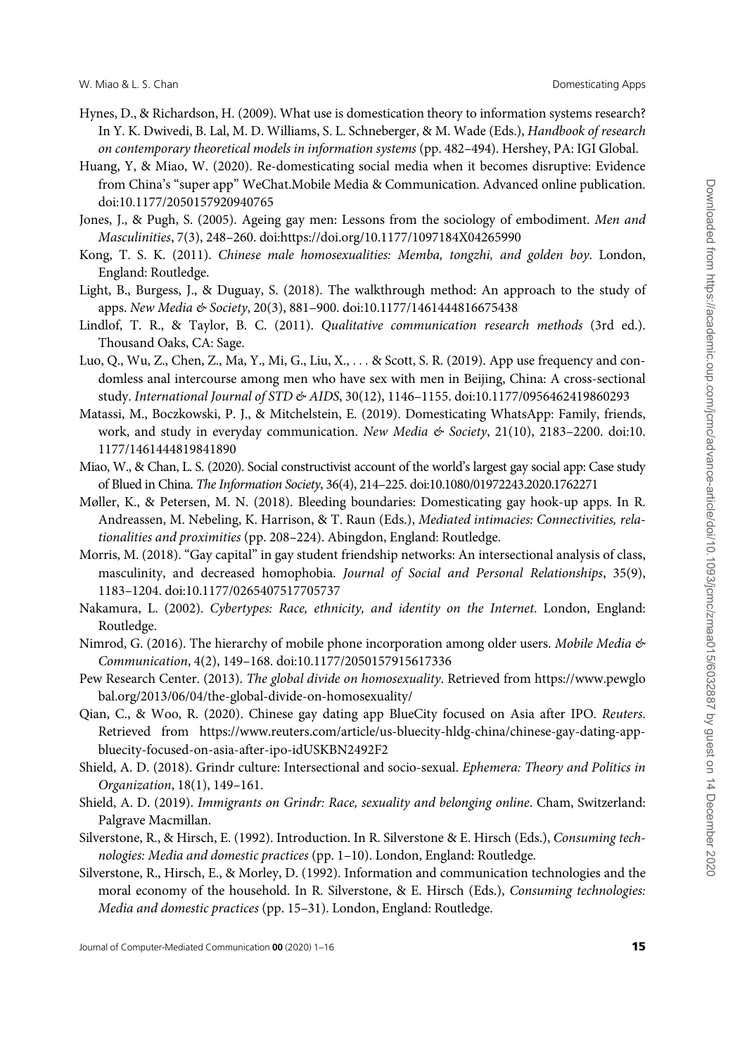Hynes, D., & Richardson, H. (2009). What use is domestication theory to information systems research? In Y. K. Dwivedi, B. Lal, M. D. Williams, S. L. Schneberger, & M. Wade (Eds.), *Handbook of research on contemporary theoretical models in information systems* (pp. 482–494). Hershey, PA: IGI Global.

Huang, Y, & Miao, W. (2020). Re-domesticating social media when it becomes disruptive: Evidence from China's "super app" WeChat.Mobile Media & Communication. Advanced online publication. doi:10.1177/2050157920940765

Jones, J., & Pugh, S. (2005). Ageing gay men: Lessons from the sociology of embodiment. *Men and Masculinities*, 7(3), 248–260. doi:https://doi.org/10.1177/1097184X04265990

Kong, T. S. K. (2011). *Chinese male homosexualities: Memba, tongzhi, and golden boy*. London, England: Routledge.

Light, B., Burgess, J., & Duguay, S. (2018). The walkthrough method: An approach to the study of apps. *New Media & Society*, 20(3), 881–900. doi:10.1177/1461444816675438

Lindlof, T. R., & Taylor, B. C. (2011). *Qualitative communication research methods* (3rd ed.). Thousand Oaks, CA: Sage.

Luo, Q., Wu, Z., Chen, Z., Ma, Y., Mi, G., Liu, X., . . . & Scott, S. R. (2019). App use frequency and condomless anal intercourse among men who have sex with men in Beijing, China: A cross-sectional study. *International Journal of STD & AIDS*, 30(12), 1146–1155. doi:10.1177/0956462419860293

Matassi, M., Boczkowski, P. J., & Mitchelstein, E. (2019). Domesticating WhatsApp: Family, friends, work, and study in everyday communication. *New Media & Society*, 21(10), 2183–2200. doi:10.1177/1461444819841890

Miao, W., & Chan, L. S. (2020). Social constructivist account of the world's largest gay social app: Case study of Blued in China. *The Information Society*, 36(4), 214–225. doi:10.1080/01972243.2020.1762271

Møller, K., & Petersen, M. N. (2018). Bleeding boundaries: Domesticating gay hook-up apps. In R. Andreassen, M. Nebeling, K. Harrison, & T. Raun (Eds.), *Mediated intimacies: Connectivities, relationalities and proximities* (pp. 208–224). Abingdon, England: Routledge.

Morris, M. (2018). "Gay capital" in gay student friendship networks: An intersectional analysis of class, masculinity, and decreased homophobia. *Journal of Social and Personal Relationships*, 35(9), 1183–1204. doi:10.1177/0265407517705737

Nakamura, L. (2002). *Cybertypes: Race, ethnicity, and identity on the Internet*. London, England: Routledge.

Nimrod, G. (2016). The hierarchy of mobile phone incorporation among older users. *Mobile Media & Communication*, 4(2), 149–168. doi:10.1177/2050157915617336

Pew Research Center. (2013). *The global divide on homosexuality*. Retrieved from https://www.pewglobal.org/2013/06/04/the-global-divide-on-homosexuality/

Qian, C., & Woo, R. (2020). Chinese gay dating app BlueCity focused on Asia after IPO. *Reuters*. Retrieved from https://www.reuters.com/article/us-bluecity-hldg-china/chinese-gay-dating-app-bluecity-focused-on-asia-after-ipo-idUSKBN2492F2

Shield, A. D. (2018). Grindr culture: Intersectional and socio-sexual. *Ephemera: Theory and Politics in Organization*, 18(1), 149–161.

Shield, A. D. (2019). *Immigrants on Grindr: Race, sexuality and belonging online*. Cham, Switzerland: Palgrave Macmillan.

Silverstone, R., & Hirsch, E. (1992). Introduction. In R. Silverstone & E. Hirsch (Eds.), *Consuming technologies: Media and domestic practices* (pp. 1–10). London, England: Routledge.

Silverstone, R., Hirsch, E., & Morley, D. (1992). Information and communication technologies and the moral economy of the household. In R. Silverstone, & E. Hirsch (Eds.), *Consuming technologies: Media and domestic practices* (pp. 15–31). London, England: Routledge.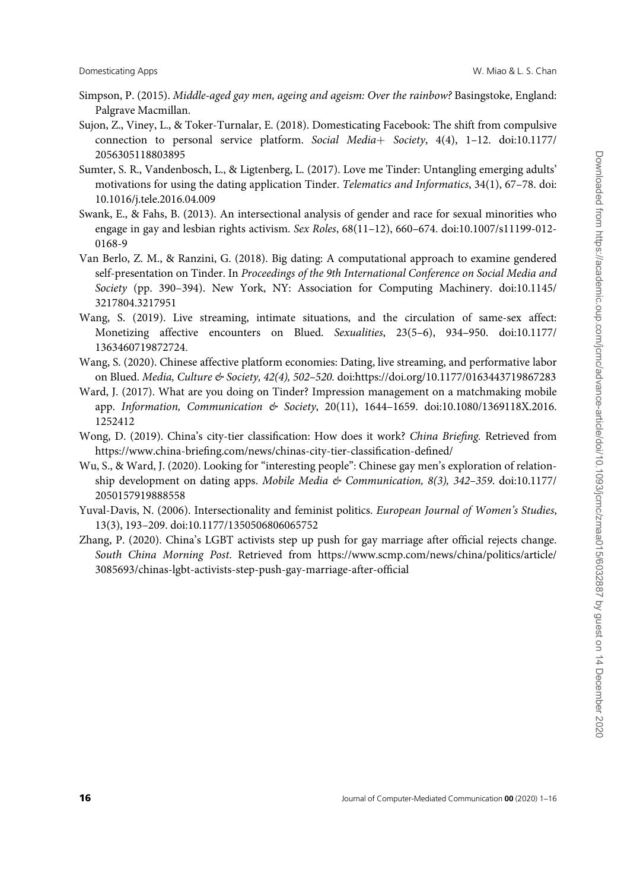Simpson, P. (2015). *Middle-aged gay men, ageing and ageism: Over the rainbow?* Basingstoke, England: Palgrave Macmillan.

Sujon, Z., Viney, L., & Toker-Turnalar, E. (2018). Domesticating Facebook: The shift from compulsive connection to personal service platform. *Social Media+ Society*, 4(4), 1–12. doi:10.1177/2056305118803895

Sumter, S. R., Vandenbosch, L., & Ligtenberg, L. (2017). Love me Tinder: Untangling emerging adults' motivations for using the dating application Tinder. *Telematics and Informatics*, 34(1), 67–78. doi:10.1016/j.tele.2016.04.009

Swank, E., & Fahs, B. (2013). An intersectional analysis of gender and race for sexual minorities who engage in gay and lesbian rights activism. *Sex Roles*, 68(11–12), 660–674. doi:10.1007/s11199-012-0168-9

Van Berlo, Z. M., & Ranzini, G. (2018). Big dating: A computational approach to examine gendered self-presentation on Tinder. In *Proceedings of the 9th International Conference on Social Media and Society* (pp. 390–394). New York, NY: Association for Computing Machinery. doi:10.1145/3217804.3217951

Wang, S. (2019). Live streaming, intimate situations, and the circulation of same-sex affect: Monetizing affective encounters on Blued. *Sexualities*, 23(5–6), 934–950. doi:10.1177/1363460719872724.

Wang, S. (2020). Chinese affective platform economies: Dating, live streaming, and performative labor on Blued. *Media, Culture & Society, 42(4), 502–520.* doi:https://doi.org/10.1177/0163443719867283

Ward, J. (2017). What are you doing on Tinder? Impression management on a matchmaking mobile app. *Information, Communication & Society*, 20(11), 1644–1659. doi:10.1080/1369118X.2016.1252412

Wong, D. (2019). China's city-tier classification: How does it work? *China Briefing*. Retrieved from https://www.china-briefing.com/news/chinas-city-tier-classification-defined/

Wu, S., & Ward, J. (2020). Looking for "interesting people": Chinese gay men's exploration of relationship development on dating apps. *Mobile Media & Communication, 8(3), 342–359.* doi:10.1177/2050157919888558

Yuval-Davis, N. (2006). Intersectionality and feminist politics. *European Journal of Women's Studies*, 13(3), 193–209. doi:10.1177/1350506806065752

Zhang, P. (2020). China's LGBT activists step up push for gay marriage after official rejects change. *South China Morning Post*. Retrieved from https://www.scmp.com/news/china/politics/article/3085693/chinas-lgbt-activists-step-push-gay-marriage-after-official